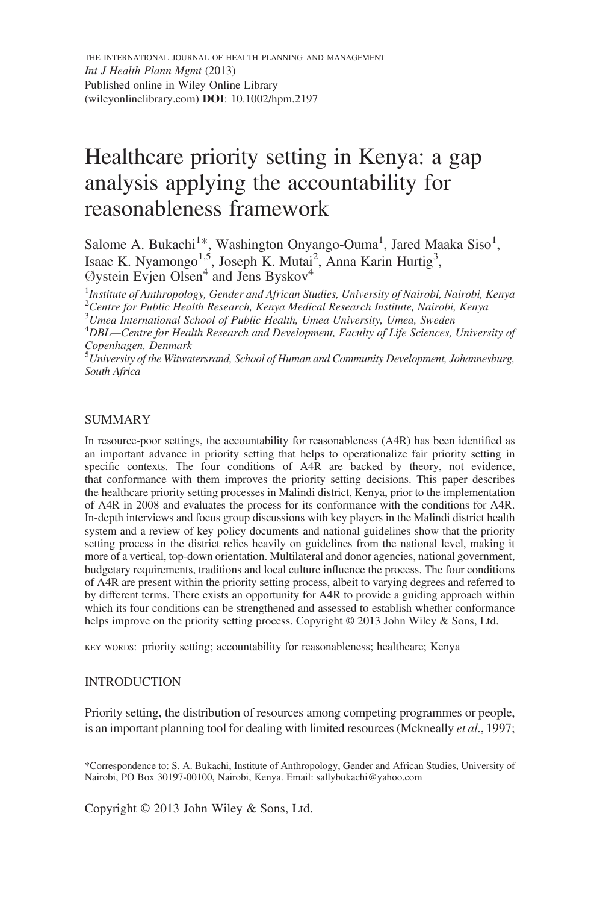THE INTERNATIONAL JOURNAL OF HEALTH PLANNING AND MANAGEMENT
*Int J Health Plann Mgmt* (2013)
Published online in Wiley Online Library
(wileyonlinelibrary.com) **DOI**: 10.1002/hpm.2197

# Healthcare priority setting in Kenya: a gap analysis applying the accountability for reasonableness framework

Salome A. Bukachi[1]*, Washington Onyango-Ouma[1], Jared Maaka Siso[1], Isaac K. Nyamongo[1,5], Joseph K. Mutai[2], Anna Karin Hurtig[3], Øystein Evjen Olsen[4] and Jens Byskov[4]

[1]*Institute of Anthropology, Gender and African Studies, University of Nairobi, Nairobi, Kenya*
[2]*Centre for Public Health Research, Kenya Medical Research Institute, Nairobi, Kenya*
[3]*Umea International School of Public Health, Umea University, Umea, Sweden*
[4]*DBL—Centre for Health Research and Development, Faculty of Life Sciences, University of Copenhagen, Denmark*
[5]*University of the Witwatersrand, School of Human and Community Development, Johannesburg, South Africa*

## SUMMARY

In resource-poor settings, the accountability for reasonableness (A4R) has been identified as an important advance in priority setting that helps to operationalize fair priority setting in specific contexts. The four conditions of A4R are backed by theory, not evidence, that conformance with them improves the priority setting decisions. This paper describes the healthcare priority setting processes in Malindi district, Kenya, prior to the implementation of A4R in 2008 and evaluates the process for its conformance with the conditions for A4R. In-depth interviews and focus group discussions with key players in the Malindi district health system and a review of key policy documents and national guidelines show that the priority setting process in the district relies heavily on guidelines from the national level, making it more of a vertical, top-down orientation. Multilateral and donor agencies, national government, budgetary requirements, traditions and local culture influence the process. The four conditions of A4R are present within the priority setting process, albeit to varying degrees and referred to by different terms. There exists an opportunity for A4R to provide a guiding approach within which its four conditions can be strengthened and assessed to establish whether conformance helps improve on the priority setting process. Copyright © 2013 John Wiley & Sons, Ltd.

KEY WORDS: priority setting; accountability for reasonableness; healthcare; Kenya

## INTRODUCTION

Priority setting, the distribution of resources among competing programmes or people, is an important planning tool for dealing with limited resources (Mckneally *et al*., 1997;

*Correspondence to: S. A. Bukachi, Institute of Anthropology, Gender and African Studies, University of Nairobi, PO Box 30197-00100, Nairobi, Kenya. Email: sallybukachi@yahoo.com

Copyright © 2013 John Wiley & Sons, Ltd.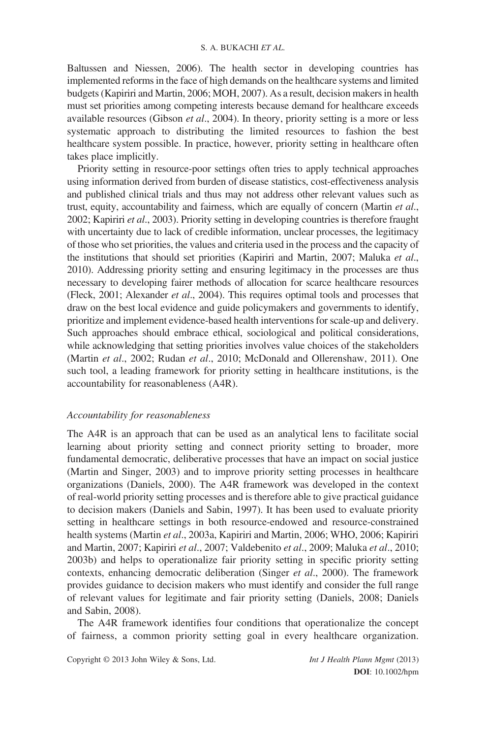Baltussen and Niessen, 2006). The health sector in developing countries has implemented reforms in the face of high demands on the healthcare systems and limited budgets (Kapiriri and Martin, 2006; MOH, 2007). As a result, decision makers in health must set priorities among competing interests because demand for healthcare exceeds available resources (Gibson *et al*., 2004). In theory, priority setting is a more or less systematic approach to distributing the limited resources to fashion the best healthcare system possible. In practice, however, priority setting in healthcare often takes place implicitly.

Priority setting in resource-poor settings often tries to apply technical approaches using information derived from burden of disease statistics, cost-effectiveness analysis and published clinical trials and thus may not address other relevant values such as trust, equity, accountability and fairness, which are equally of concern (Martin *et al*., 2002; Kapiriri *et al*., 2003). Priority setting in developing countries is therefore fraught with uncertainty due to lack of credible information, unclear processes, the legitimacy of those who set priorities, the values and criteria used in the process and the capacity of the institutions that should set priorities (Kapiriri and Martin, 2007; Maluka *et al*., 2010). Addressing priority setting and ensuring legitimacy in the processes are thus necessary to developing fairer methods of allocation for scarce healthcare resources (Fleck, 2001; Alexander *et al*., 2004). This requires optimal tools and processes that draw on the best local evidence and guide policymakers and governments to identify, prioritize and implement evidence-based health interventions for scale-up and delivery. Such approaches should embrace ethical, sociological and political considerations, while acknowledging that setting priorities involves value choices of the stakeholders (Martin *et al*., 2002; Rudan *et al*., 2010; McDonald and Ollerenshaw, 2011). One such tool, a leading framework for priority setting in healthcare institutions, is the accountability for reasonableness (A4R).

### *Accountability for reasonableness*

The A4R is an approach that can be used as an analytical lens to facilitate social learning about priority setting and connect priority setting to broader, more fundamental democratic, deliberative processes that have an impact on social justice (Martin and Singer, 2003) and to improve priority setting processes in healthcare organizations (Daniels, 2000). The A4R framework was developed in the context of real-world priority setting processes and is therefore able to give practical guidance to decision makers (Daniels and Sabin, 1997). It has been used to evaluate priority setting in healthcare settings in both resource-endowed and resource-constrained health systems (Martin *et al*., 2003a, Kapiriri and Martin, 2006; WHO, 2006; Kapiriri and Martin, 2007; Kapiriri *et al*., 2007; Valdebenito *et al*., 2009; Maluka *et al*., 2010; 2003b) and helps to operationalize fair priority setting in specific priority setting contexts, enhancing democratic deliberation (Singer *et al*., 2000). The framework provides guidance to decision makers who must identify and consider the full range of relevant values for legitimate and fair priority setting (Daniels, 2008; Daniels and Sabin, 2008).

The A4R framework identifies four conditions that operationalize the concept of fairness, a common priority setting goal in every healthcare organization.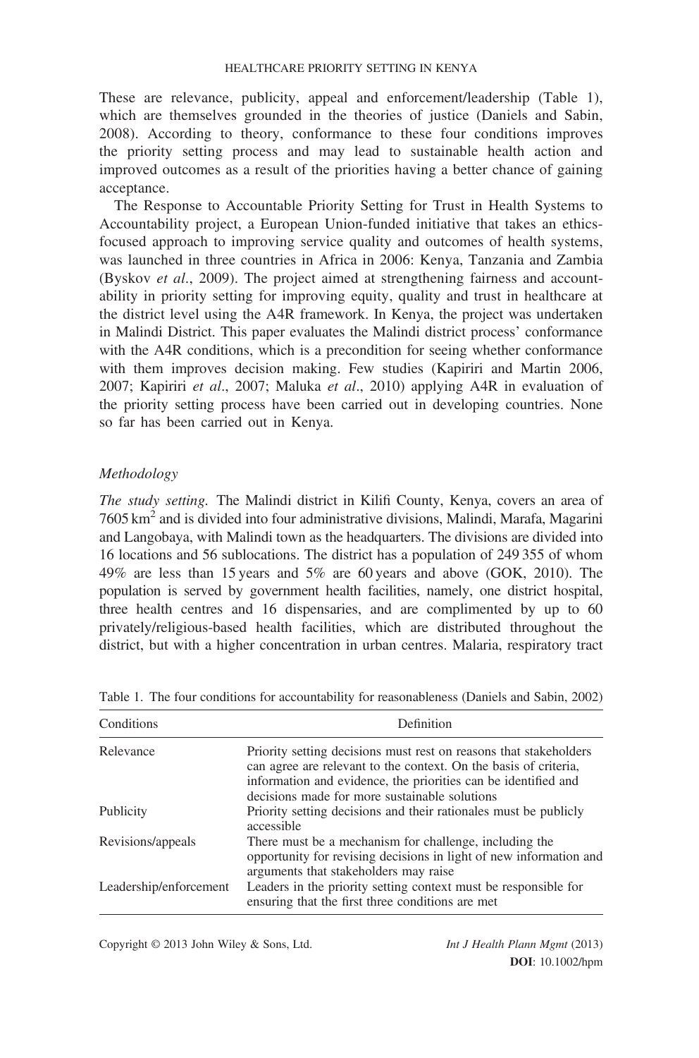These are relevance, publicity, appeal and enforcement/leadership (Table 1), which are themselves grounded in the theories of justice (Daniels and Sabin, 2008). According to theory, conformance to these four conditions improves the priority setting process and may lead to sustainable health action and improved outcomes as a result of the priorities having a better chance of gaining acceptance.

The Response to Accountable Priority Setting for Trust in Health Systems to Accountability project, a European Union-funded initiative that takes an ethics-focused approach to improving service quality and outcomes of health systems, was launched in three countries in Africa in 2006: Kenya, Tanzania and Zambia (Byskov *et al*., 2009). The project aimed at strengthening fairness and accountability in priority setting for improving equity, quality and trust in healthcare at the district level using the A4R framework. In Kenya, the project was undertaken in Malindi District. This paper evaluates the Malindi district process' conformance with the A4R conditions, which is a precondition for seeing whether conformance with them improves decision making. Few studies (Kapiriri and Martin 2006, 2007; Kapiriri *et al*., 2007; Maluka *et al*., 2010) applying A4R in evaluation of the priority setting process have been carried out in developing countries. None so far has been carried out in Kenya.

## Methodology

*The study setting.* The Malindi district in Kilifi County, Kenya, covers an area of 7605 km$^2$ and is divided into four administrative divisions, Malindi, Marafa, Magarini and Langobaya, with Malindi town as the headquarters. The divisions are divided into 16 locations and 56 sublocations. The district has a population of 249 355 of whom 49% are less than 15 years and 5% are 60 years and above (GOK, 2010). The population is served by government health facilities, namely, one district hospital, three health centres and 16 dispensaries, and are complimented by up to 60 privately/religious-based health facilities, which are distributed throughout the district, but with a higher concentration in urban centres. Malaria, respiratory tract

Table 1. The four conditions for accountability for reasonableness (Daniels and Sabin, 2002)

| Conditions | Definition |
|---|---|
| Relevance | Priority setting decisions must rest on reasons that stakeholders can agree are relevant to the context. On the basis of criteria, information and evidence, the priorities can be identified and decisions made for more sustainable solutions |
| Publicity | Priority setting decisions and their rationales must be publicly accessible |
| Revisions/appeals | There must be a mechanism for challenge, including the opportunity for revising decisions in light of new information and arguments that stakeholders may raise |
| Leadership/enforcement | Leaders in the priority setting context must be responsible for ensuring that the first three conditions are met |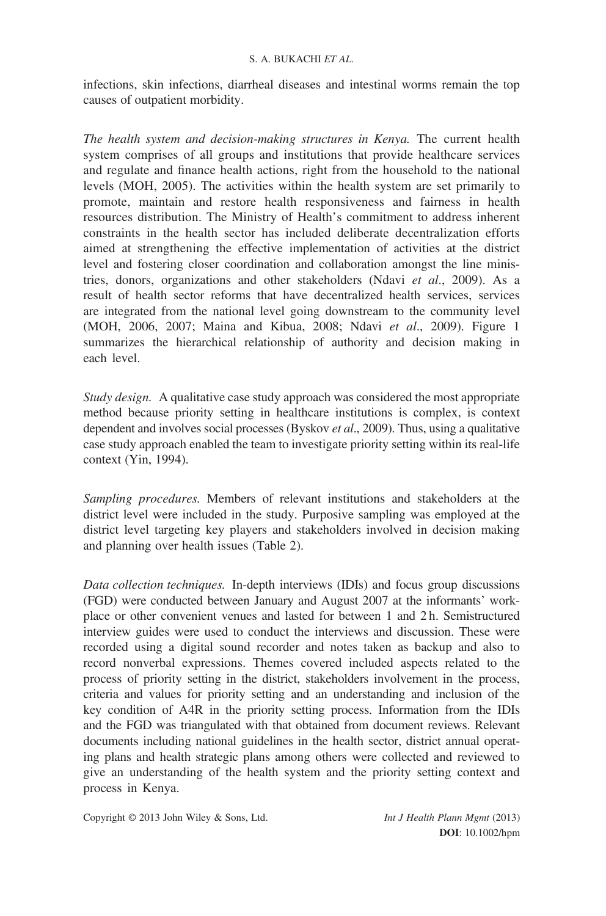infections, skin infections, diarrheal diseases and intestinal worms remain the top causes of outpatient morbidity.

*The health system and decision-making structures in Kenya.* The current health system comprises of all groups and institutions that provide healthcare services and regulate and finance health actions, right from the household to the national levels (MOH, 2005). The activities within the health system are set primarily to promote, maintain and restore health responsiveness and fairness in health resources distribution. The Ministry of Health's commitment to address inherent constraints in the health sector has included deliberate decentralization efforts aimed at strengthening the effective implementation of activities at the district level and fostering closer coordination and collaboration amongst the line ministries, donors, organizations and other stakeholders (Ndavi *et al*., 2009). As a result of health sector reforms that have decentralized health services, services are integrated from the national level going downstream to the community level (MOH, 2006, 2007; Maina and Kibua, 2008; Ndavi *et al*., 2009). Figure 1 summarizes the hierarchical relationship of authority and decision making in each level.

*Study design.* A qualitative case study approach was considered the most appropriate method because priority setting in healthcare institutions is complex, is context dependent and involves social processes (Byskov *et al*., 2009). Thus, using a qualitative case study approach enabled the team to investigate priority setting within its real-life context (Yin, 1994).

*Sampling procedures.* Members of relevant institutions and stakeholders at the district level were included in the study. Purposive sampling was employed at the district level targeting key players and stakeholders involved in decision making and planning over health issues (Table 2).

*Data collection techniques.* In-depth interviews (IDIs) and focus group discussions (FGD) were conducted between January and August 2007 at the informants' workplace or other convenient venues and lasted for between 1 and 2 h. Semistructured interview guides were used to conduct the interviews and discussion. These were recorded using a digital sound recorder and notes taken as backup and also to record nonverbal expressions. Themes covered included aspects related to the process of priority setting in the district, stakeholders involvement in the process, criteria and values for priority setting and an understanding and inclusion of the key condition of A4R in the priority setting process. Information from the IDIs and the FGD was triangulated with that obtained from document reviews. Relevant documents including national guidelines in the health sector, district annual operating plans and health strategic plans among others were collected and reviewed to give an understanding of the health system and the priority setting context and process in Kenya.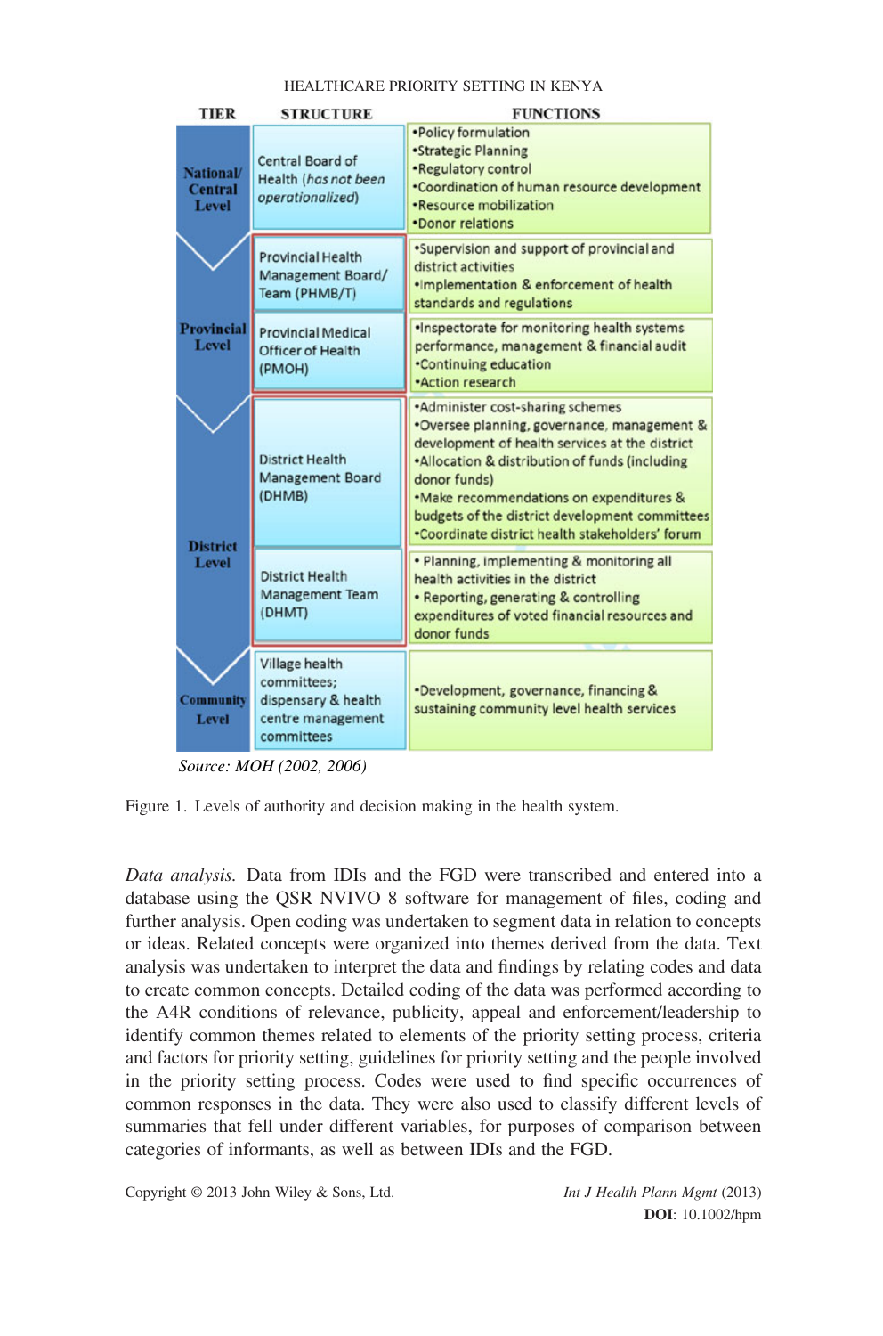| TIER | STRUCTURE | FUNCTIONS |
|---|---|---|
| National/ Central Level | Central Board of Health (*has not been operationalized*) | •Policy formulation<br>•Strategic Planning<br>•Regulatory control<br>•Coordination of human resource development<br>•Resource mobilization<br>•Donor relations |
| Provincial Level | Provincial Health Management Board/ Team (PHMB/T) | •Supervision and support of provincial and district activities<br>•Implementation & enforcement of health standards and regulations |
| | Provincial Medical Officer of Health (PMOH) | •Inspectorate for monitoring health systems performance, management & financial audit<br>•Continuing education<br>•Action research |
| District Level | District Health Management Board (DHMB) | •Administer cost-sharing schemes<br>•Oversee planning, governance, management & development of health services at the district<br>•Allocation & distribution of funds (including donor funds)<br>•Make recommendations on expenditures & budgets of the district development committees<br>•Coordinate district health stakeholders' forum |
| | District Health Management Team (DHMT) | • Planning, implementing & monitoring all health activities in the district<br>• Reporting, generating & controlling expenditures of voted financial resources and donor funds |
| Community Level | Village health committees; dispensary & health centre management committees | •Development, governance, financing & sustaining community level health services |

*Source: MOH (2002, 2006)*

Figure 1. Levels of authority and decision making in the health system.

*Data analysis.* Data from IDIs and the FGD were transcribed and entered into a database using the QSR NVIVO 8 software for management of files, coding and further analysis. Open coding was undertaken to segment data in relation to concepts or ideas. Related concepts were organized into themes derived from the data. Text analysis was undertaken to interpret the data and findings by relating codes and data to create common concepts. Detailed coding of the data was performed according to the A4R conditions of relevance, publicity, appeal and enforcement/leadership to identify common themes related to elements of the priority setting process, criteria and factors for priority setting, guidelines for priority setting and the people involved in the priority setting process. Codes were used to find specific occurrences of common responses in the data. They were also used to classify different levels of summaries that fell under different variables, for purposes of comparison between categories of informants, as well as between IDIs and the FGD.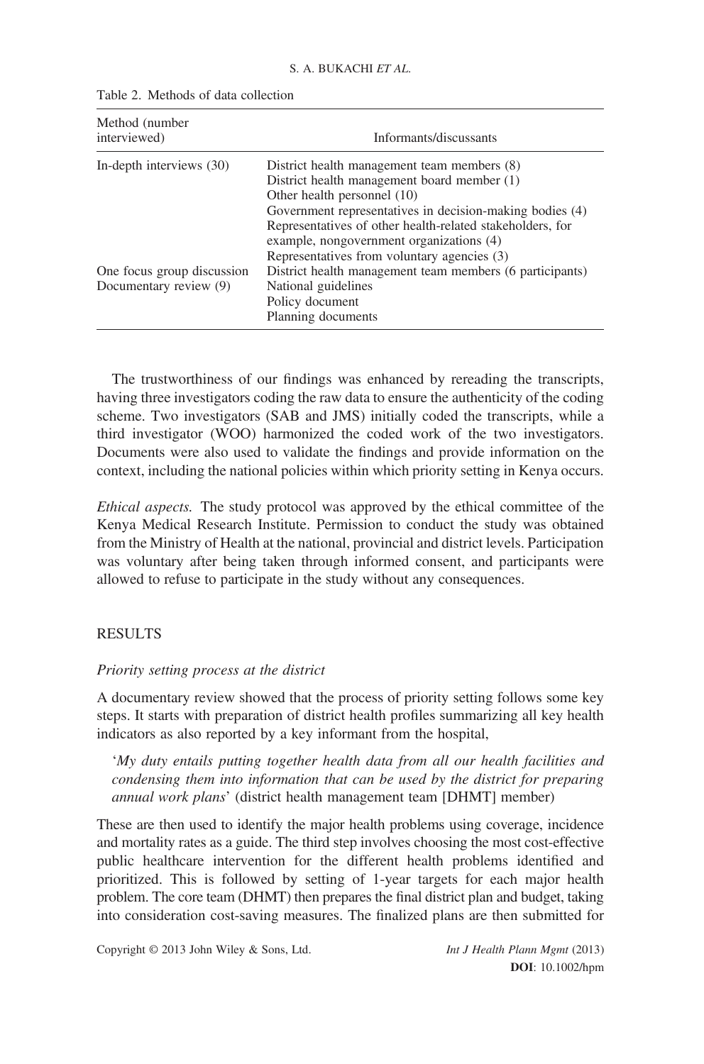Table 2. Methods of data collection

| Method (number interviewed) | Informants/discussants |
|---|---|
| In-depth interviews (30) | District health management team members (8) |
| | District health management board member (1) |
| | Other health personnel (10) |
| | Government representatives in decision-making bodies (4) |
| | Representatives of other health-related stakeholders, for example, nongovernment organizations (4) |
| | Representatives from voluntary agencies (3) |
| One focus group discussion | District health management team members (6 participants) |
| Documentary review (9) | National guidelines |
| | Policy document |
| | Planning documents |

The trustworthiness of our findings was enhanced by rereading the transcripts, having three investigators coding the raw data to ensure the authenticity of the coding scheme. Two investigators (SAB and JMS) initially coded the transcripts, while a third investigator (WOO) harmonized the coded work of the two investigators. Documents were also used to validate the findings and provide information on the context, including the national policies within which priority setting in Kenya occurs.

*Ethical aspects.* The study protocol was approved by the ethical committee of the Kenya Medical Research Institute. Permission to conduct the study was obtained from the Ministry of Health at the national, provincial and district levels. Participation was voluntary after being taken through informed consent, and participants were allowed to refuse to participate in the study without any consequences.

## RESULTS

### *Priority setting process at the district*

A documentary review showed that the process of priority setting follows some key steps. It starts with preparation of district health profiles summarizing all key health indicators as also reported by a key informant from the hospital,

> '*My duty entails putting together health data from all our health facilities and condensing them into information that can be used by the district for preparing annual work plans*' (district health management team [DHMT] member)

These are then used to identify the major health problems using coverage, incidence and mortality rates as a guide. The third step involves choosing the most cost-effective public healthcare intervention for the different health problems identified and prioritized. This is followed by setting of 1-year targets for each major health problem. The core team (DHMT) then prepares the final district plan and budget, taking into consideration cost-saving measures. The finalized plans are then submitted for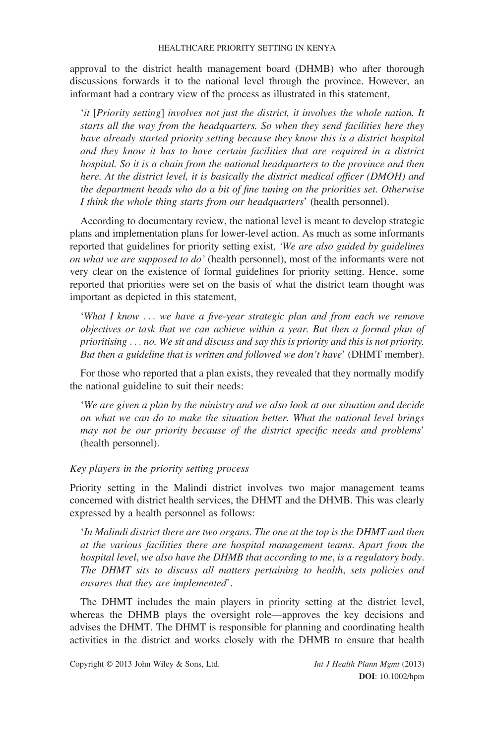approval to the district health management board (DHMB) who after thorough discussions forwards it to the national level through the province. However, an informant had a contrary view of the process as illustrated in this statement,

> '*it* [*Priority setting*] *involves not just the district, it involves the whole nation. It starts all the way from the headquarters. So when they send facilities here they have already started priority setting because they know this is a district hospital and they know it has to have certain facilities that are required in a district hospital. So it is a chain from the national headquarters to the province and then here. At the district level, it is basically the district medical officer (DMOH) and the department heads who do a bit of fine tuning on the priorities set. Otherwise I think the whole thing starts from our headquarters*' (health personnel).

According to documentary review, the national level is meant to develop strategic plans and implementation plans for lower-level action. As much as some informants reported that guidelines for priority setting exist, *'We are also guided by guidelines on what we are supposed to do'* (health personnel), most of the informants were not very clear on the existence of formal guidelines for priority setting. Hence, some reported that priorities were set on the basis of what the district team thought was important as depicted in this statement,

> '*What I know ... we have a five-year strategic plan and from each we remove objectives or task that we can achieve within a year. But then a formal plan of prioritising ... no. We sit and discuss and say this is priority and this is not priority. But then a guideline that is written and followed we don't have*' (DHMT member).

For those who reported that a plan exists, they revealed that they normally modify the national guideline to suit their needs:

> '*We are given a plan by the ministry and we also look at our situation and decide on what we can do to make the situation better. What the national level brings may not be our priority because of the district specific needs and problems*' (health personnel).

### *Key players in the priority setting process*

Priority setting in the Malindi district involves two major management teams concerned with district health services, the DHMT and the DHMB. This was clearly expressed by a health personnel as follows:

> '*In Malindi district there are two organs. The one at the top is the DHMT and then at the various facilities there are hospital management teams. Apart from the hospital level, we also have the DHMB that according to me, is a regulatory body. The DHMT sits to discuss all matters pertaining to health, sets policies and ensures that they are implemented*'.

The DHMT includes the main players in priority setting at the district level, whereas the DHMB plays the oversight role—approves the key decisions and advises the DHMT. The DHMT is responsible for planning and coordinating health activities in the district and works closely with the DHMB to ensure that health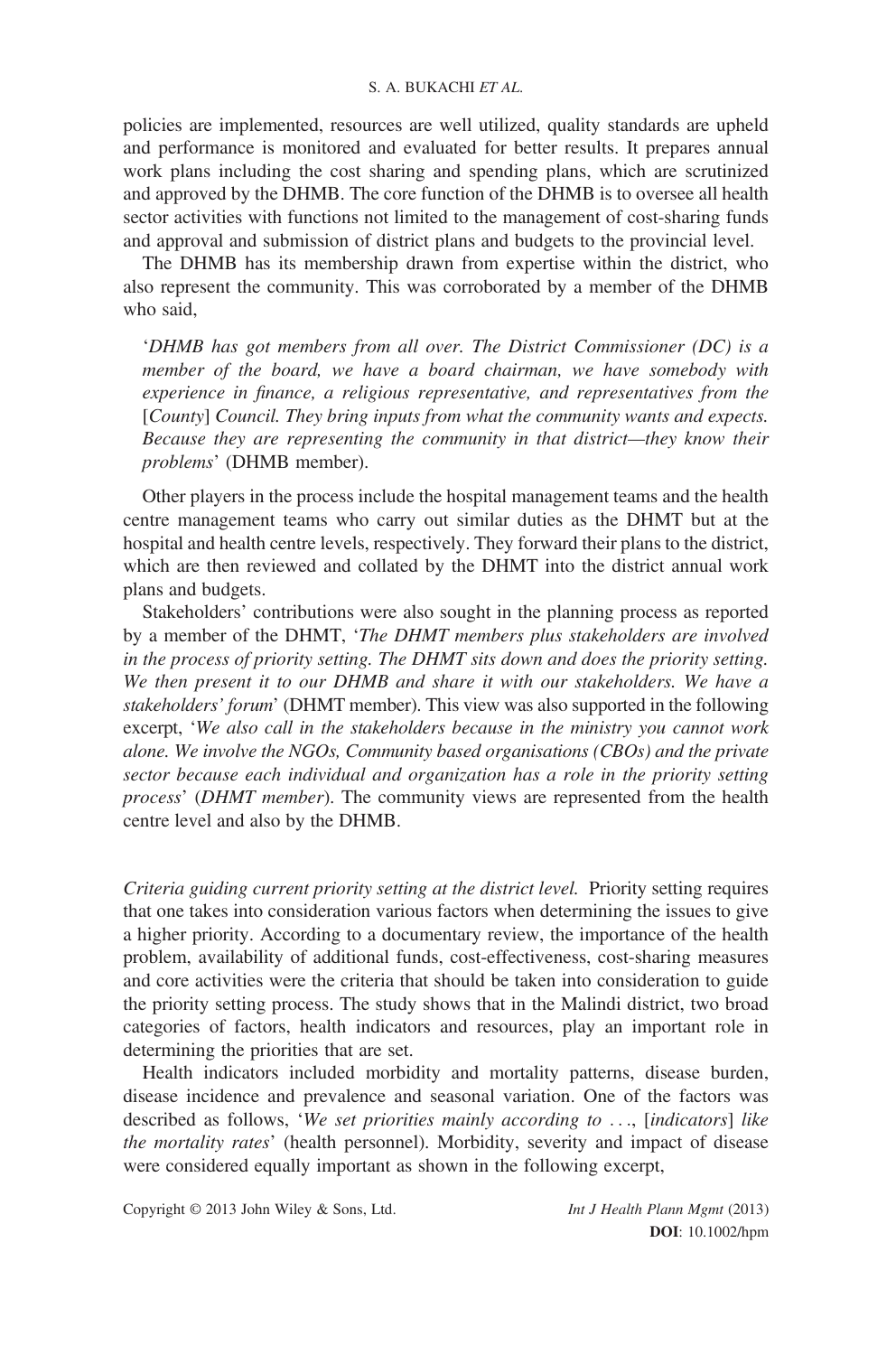policies are implemented, resources are well utilized, quality standards are upheld and performance is monitored and evaluated for better results. It prepares annual work plans including the cost sharing and spending plans, which are scrutinized and approved by the DHMB. The core function of the DHMB is to oversee all health sector activities with functions not limited to the management of cost-sharing funds and approval and submission of district plans and budgets to the provincial level.

The DHMB has its membership drawn from expertise within the district, who also represent the community. This was corroborated by a member of the DHMB who said,

> '*DHMB has got members from all over. The District Commissioner (DC) is a member of the board, we have a board chairman, we have somebody with experience in finance, a religious representative, and representatives from the* [*County*] *Council. They bring inputs from what the community wants and expects. Because they are representing the community in that district—they know their problems*' (DHMB member).

Other players in the process include the hospital management teams and the health centre management teams who carry out similar duties as the DHMT but at the hospital and health centre levels, respectively. They forward their plans to the district, which are then reviewed and collated by the DHMT into the district annual work plans and budgets.

Stakeholders' contributions were also sought in the planning process as reported by a member of the DHMT, '*The DHMT members plus stakeholders are involved in the process of priority setting. The DHMT sits down and does the priority setting. We then present it to our DHMB and share it with our stakeholders. We have a stakeholders' forum*' (DHMT member). This view was also supported in the following excerpt, '*We also call in the stakeholders because in the ministry you cannot work alone. We involve the NGOs, Community based organisations (CBOs) and the private sector because each individual and organization has a role in the priority setting process*' (*DHMT member*). The community views are represented from the health centre level and also by the DHMB.

*Criteria guiding current priority setting at the district level.* Priority setting requires that one takes into consideration various factors when determining the issues to give a higher priority. According to a documentary review, the importance of the health problem, availability of additional funds, cost-effectiveness, cost-sharing measures and core activities were the criteria that should be taken into consideration to guide the priority setting process. The study shows that in the Malindi district, two broad categories of factors, health indicators and resources, play an important role in determining the priorities that are set.

Health indicators included morbidity and mortality patterns, disease burden, disease incidence and prevalence and seasonal variation. One of the factors was described as follows, '*We set priorities mainly according to . . .,* [*indicators*] *like the mortality rates*' (health personnel). Morbidity, severity and impact of disease were considered equally important as shown in the following excerpt,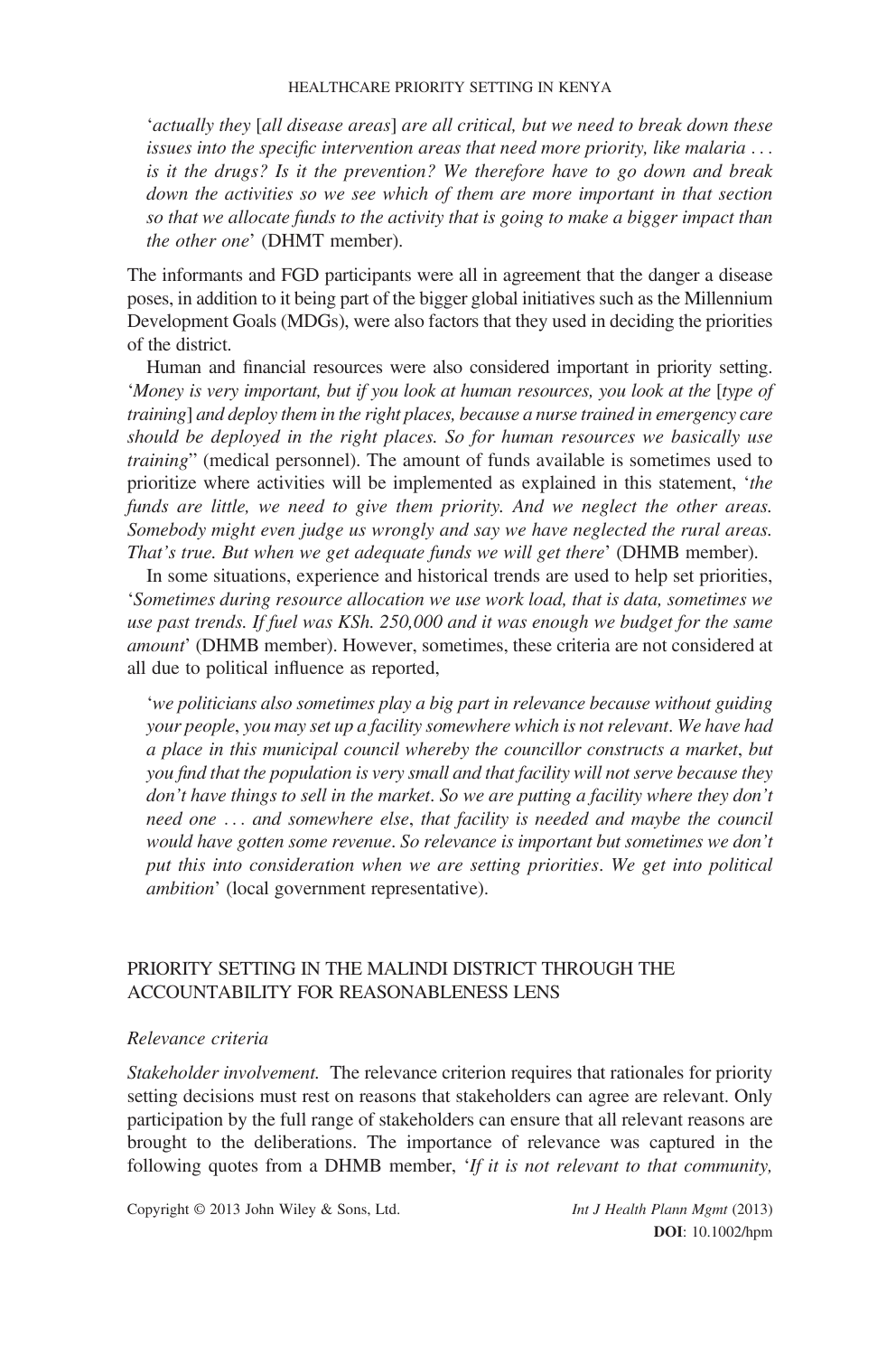'*actually they* [*all disease areas*] *are all critical, but we need to break down these issues into the specific intervention areas that need more priority, like malaria ... is it the drugs? Is it the prevention? We therefore have to go down and break down the activities so we see which of them are more important in that section so that we allocate funds to the activity that is going to make a bigger impact than the other one*' (DHMT member).

The informants and FGD participants were all in agreement that the danger a disease poses, in addition to it being part of the bigger global initiatives such as the Millennium Development Goals (MDGs), were also factors that they used in deciding the priorities of the district.

Human and financial resources were also considered important in priority setting. '*Money is very important, but if you look at human resources, you look at the* [*type of training*] *and deploy them in the right places, because a nurse trained in emergency care should be deployed in the right places. So for human resources we basically use training*" (medical personnel). The amount of funds available is sometimes used to prioritize where activities will be implemented as explained in this statement, '*the funds are little, we need to give them priority. And we neglect the other areas. Somebody might even judge us wrongly and say we have neglected the rural areas. That's true. But when we get adequate funds we will get there*' (DHMB member).

In some situations, experience and historical trends are used to help set priorities, '*Sometimes during resource allocation we use work load, that is data, sometimes we use past trends. If fuel was KSh. 250,000 and it was enough we budget for the same amount*' (DHMB member). However, sometimes, these criteria are not considered at all due to political influence as reported,

> '*we politicians also sometimes play a big part in relevance because without guiding your people, you may set up a facility somewhere which is not relevant. We have had a place in this municipal council whereby the councillor constructs a market, but you find that the population is very small and that facility will not serve because they don't have things to sell in the market. So we are putting a facility where they don't need one ... and somewhere else, that facility is needed and maybe the council would have gotten some revenue. So relevance is important but sometimes we don't put this into consideration when we are setting priorities. We get into political ambition*' (local government representative).

## PRIORITY SETTING IN THE MALINDI DISTRICT THROUGH THE ACCOUNTABILITY FOR REASONABLENESS LENS

### *Relevance criteria*

*Stakeholder involvement.* The relevance criterion requires that rationales for priority setting decisions must rest on reasons that stakeholders can agree are relevant. Only participation by the full range of stakeholders can ensure that all relevant reasons are brought to the deliberations. The importance of relevance was captured in the following quotes from a DHMB member, '*If it is not relevant to that community,*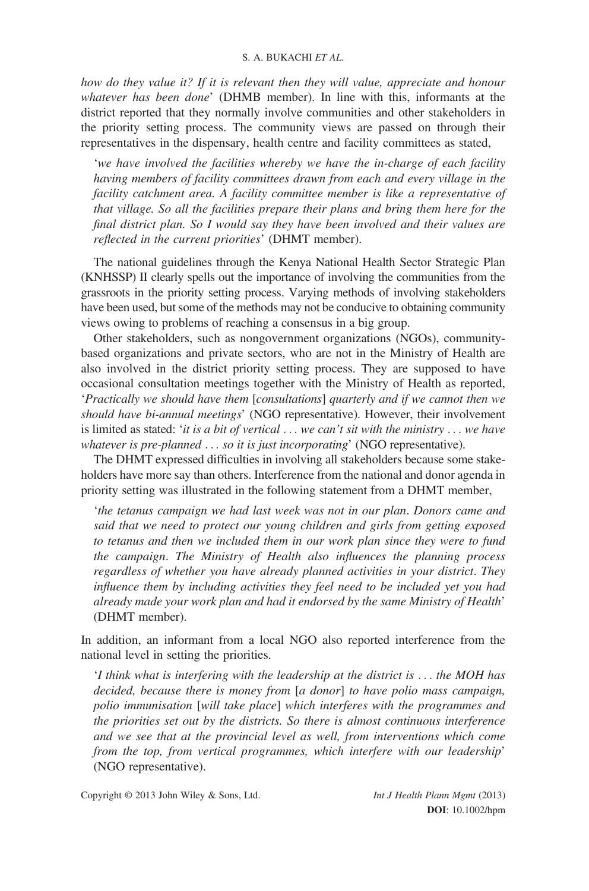*how do they value it? If it is relevant then they will value, appreciate and honour whatever has been done*' (DHMB member). In line with this, informants at the district reported that they normally involve communities and other stakeholders in the priority setting process. The community views are passed on through their representatives in the dispensary, health centre and facility committees as stated,

> '*we have involved the facilities whereby we have the in-charge of each facility having members of facility committees drawn from each and every village in the facility catchment area. A facility committee member is like a representative of that village. So all the facilities prepare their plans and bring them here for the final district plan. So I would say they have been involved and their values are reflected in the current priorities*' (DHMT member).

The national guidelines through the Kenya National Health Sector Strategic Plan (KNHSSP) II clearly spells out the importance of involving the communities from the grassroots in the priority setting process. Varying methods of involving stakeholders have been used, but some of the methods may not be conducive to obtaining community views owing to problems of reaching a consensus in a big group.

Other stakeholders, such as nongovernment organizations (NGOs), community-based organizations and private sectors, who are not in the Ministry of Health are also involved in the district priority setting process. They are supposed to have occasional consultation meetings together with the Ministry of Health as reported, '*Practically we should have them* [*consultations*] *quarterly and if we cannot then we should have bi-annual meetings*' (NGO representative). However, their involvement is limited as stated: '*it is a bit of vertical . . . we can't sit with the ministry . . . we have whatever is pre-planned . . . so it is just incorporating*' (NGO representative).

The DHMT expressed difficulties in involving all stakeholders because some stakeholders have more say than others. Interference from the national and donor agenda in priority setting was illustrated in the following statement from a DHMT member,

> '*the tetanus campaign we had last week was not in our plan. Donors came and said that we need to protect our young children and girls from getting exposed to tetanus and then we included them in our work plan since they were to fund the campaign. The Ministry of Health also influences the planning process regardless of whether you have already planned activities in your district. They influence them by including activities they feel need to be included yet you had already made your work plan and had it endorsed by the same Ministry of Health*' (DHMT member).

In addition, an informant from a local NGO also reported interference from the national level in setting the priorities.

> '*I think what is interfering with the leadership at the district is . . . the MOH has decided, because there is money from* [*a donor*] *to have polio mass campaign, polio immunisation* [*will take place*] *which interferes with the programmes and the priorities set out by the districts. So there is almost continuous interference and we see that at the provincial level as well, from interventions which come from the top, from vertical programmes, which interfere with our leadership*' (NGO representative).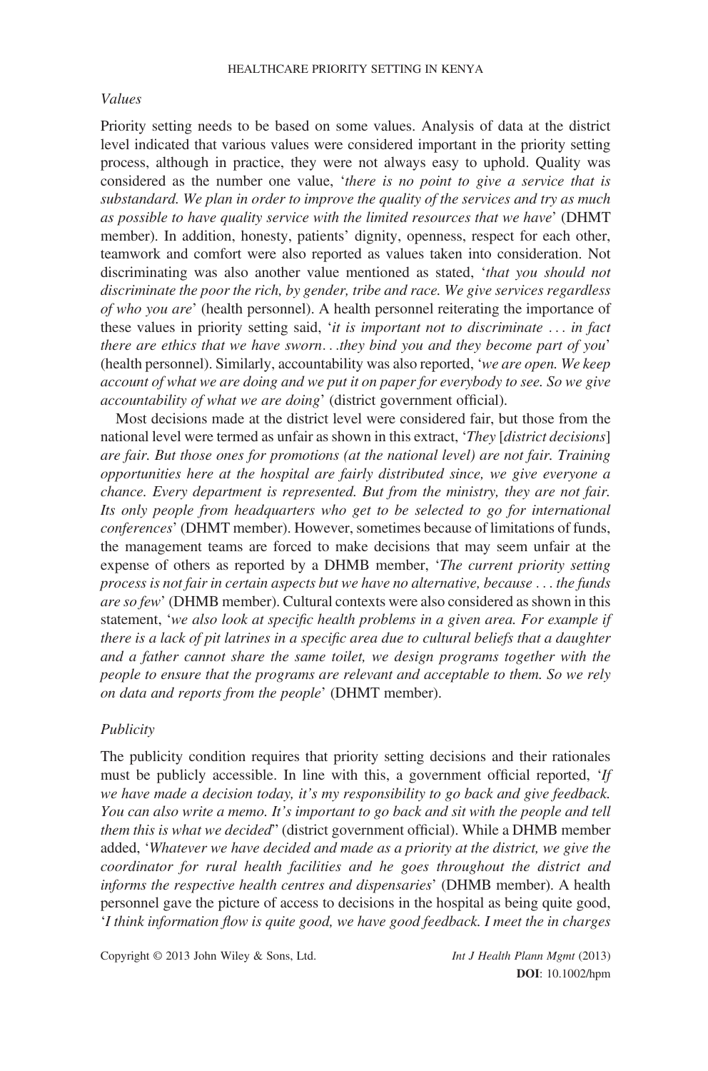### *Values*

Priority setting needs to be based on some values. Analysis of data at the district level indicated that various values were considered important in the priority setting process, although in practice, they were not always easy to uphold. Quality was considered as the number one value, '*there is no point to give a service that is substandard. We plan in order to improve the quality of the services and try as much as possible to have quality service with the limited resources that we have*' (DHMT member). In addition, honesty, patients' dignity, openness, respect for each other, teamwork and comfort were also reported as values taken into consideration. Not discriminating was also another value mentioned as stated, '*that you should not discriminate the poor the rich, by gender, tribe and race. We give services regardless of who you are*' (health personnel). A health personnel reiterating the importance of these values in priority setting said, '*it is important not to discriminate … in fact there are ethics that we have sworn…they bind you and they become part of you*' (health personnel). Similarly, accountability was also reported, '*we are open. We keep account of what we are doing and we put it on paper for everybody to see. So we give accountability of what we are doing*' (district government official).

Most decisions made at the district level were considered fair, but those from the national level were termed as unfair as shown in this extract, '*They* [*district decisions*] *are fair. But those ones for promotions (at the national level) are not fair. Training opportunities here at the hospital are fairly distributed since, we give everyone a chance. Every department is represented. But from the ministry, they are not fair. Its only people from headquarters who get to be selected to go for international conferences*' (DHMT member). However, sometimes because of limitations of funds, the management teams are forced to make decisions that may seem unfair at the expense of others as reported by a DHMB member, '*The current priority setting process is not fair in certain aspects but we have no alternative, because … the funds are so few*' (DHMB member). Cultural contexts were also considered as shown in this statement, '*we also look at specific health problems in a given area. For example if there is a lack of pit latrines in a specific area due to cultural beliefs that a daughter and a father cannot share the same toilet, we design programs together with the people to ensure that the programs are relevant and acceptable to them. So we rely on data and reports from the people*' (DHMT member).

### *Publicity*

The publicity condition requires that priority setting decisions and their rationales must be publicly accessible. In line with this, a government official reported, '*If we have made a decision today, it's my responsibility to go back and give feedback. You can also write a memo. It's important to go back and sit with the people and tell them this is what we decided*'' (district government official). While a DHMB member added, '*Whatever we have decided and made as a priority at the district, we give the coordinator for rural health facilities and he goes throughout the district and informs the respective health centres and dispensaries*' (DHMB member). A health personnel gave the picture of access to decisions in the hospital as being quite good, '*I think information flow is quite good, we have good feedback. I meet the in charges*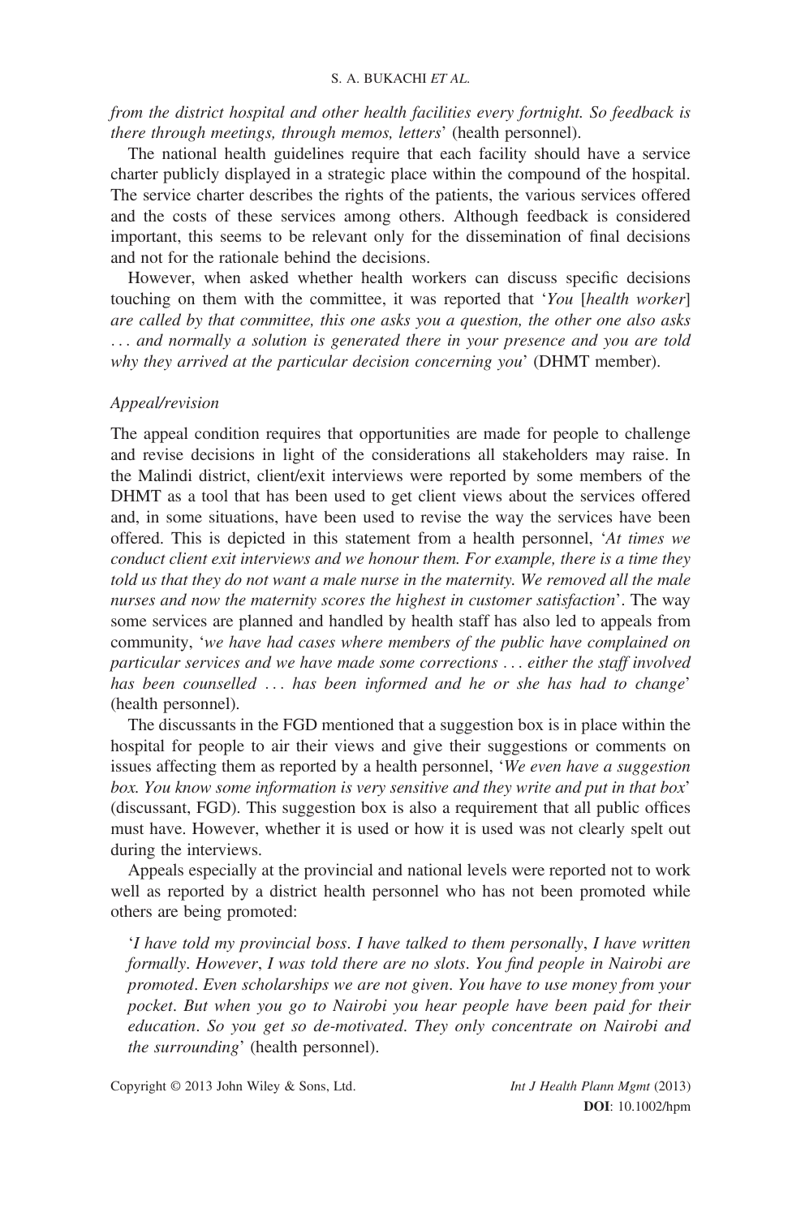*from the district hospital and other health facilities every fortnight. So feedback is there through meetings, through memos, letters*' (health personnel).

The national health guidelines require that each facility should have a service charter publicly displayed in a strategic place within the compound of the hospital. The service charter describes the rights of the patients, the various services offered and the costs of these services among others. Although feedback is considered important, this seems to be relevant only for the dissemination of final decisions and not for the rationale behind the decisions.

However, when asked whether health workers can discuss specific decisions touching on them with the committee, it was reported that '*You* [*health worker*] *are called by that committee, this one asks you a question, the other one also asks … and normally a solution is generated there in your presence and you are told why they arrived at the particular decision concerning you*' (DHMT member).

### *Appeal/revision*

The appeal condition requires that opportunities are made for people to challenge and revise decisions in light of the considerations all stakeholders may raise. In the Malindi district, client/exit interviews were reported by some members of the DHMT as a tool that has been used to get client views about the services offered and, in some situations, have been used to revise the way the services have been offered. This is depicted in this statement from a health personnel, '*At times we conduct client exit interviews and we honour them. For example, there is a time they told us that they do not want a male nurse in the maternity. We removed all the male nurses and now the maternity scores the highest in customer satisfaction*'. The way some services are planned and handled by health staff has also led to appeals from community, '*we have had cases where members of the public have complained on particular services and we have made some corrections … either the staff involved has been counselled … has been informed and he or she has had to change*' (health personnel).

The discussants in the FGD mentioned that a suggestion box is in place within the hospital for people to air their views and give their suggestions or comments on issues affecting them as reported by a health personnel, '*We even have a suggestion box. You know some information is very sensitive and they write and put in that box*' (discussant, FGD). This suggestion box is also a requirement that all public offices must have. However, whether it is used or how it is used was not clearly spelt out during the interviews.

Appeals especially at the provincial and national levels were reported not to work well as reported by a district health personnel who has not been promoted while others are being promoted:

> '*I have told my provincial boss. I have talked to them personally, I have written formally. However, I was told there are no slots. You find people in Nairobi are promoted. Even scholarships we are not given. You have to use money from your pocket. But when you go to Nairobi you hear people have been paid for their education. So you get so de-motivated. They only concentrate on Nairobi and the surrounding*' (health personnel).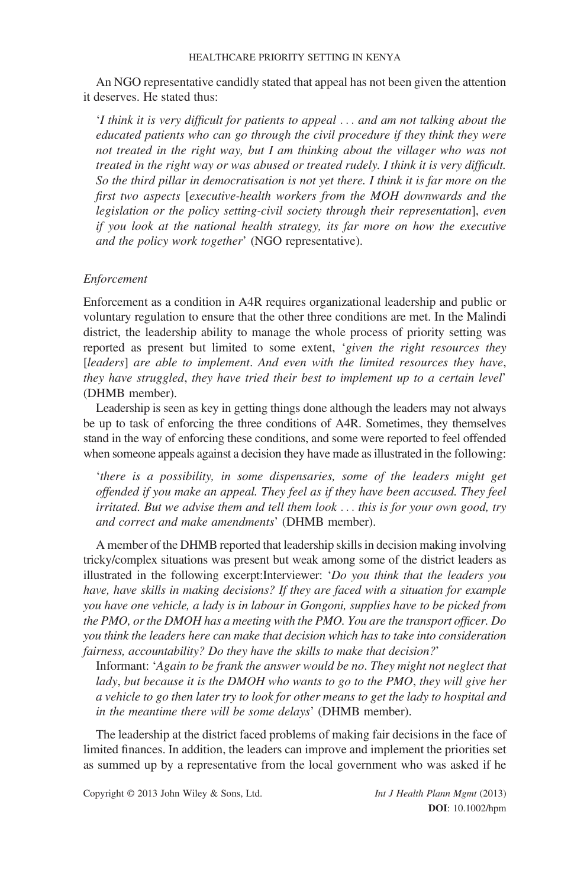An NGO representative candidly stated that appeal has not been given the attention it deserves. He stated thus:

> '*I think it is very difficult for patients to appeal ... and am not talking about the educated patients who can go through the civil procedure if they think they were not treated in the right way, but I am thinking about the villager who was not treated in the right way or was abused or treated rudely. I think it is very difficult. So the third pillar in democratisation is not yet there. I think it is far more on the first two aspects* [*executive-health workers from the MOH downwards and the legislation or the policy setting-civil society through their representation*], *even if you look at the national health strategy, its far more on how the executive and the policy work together*' (NGO representative).

### *Enforcement*

Enforcement as a condition in A4R requires organizational leadership and public or voluntary regulation to ensure that the other three conditions are met. In the Malindi district, the leadership ability to manage the whole process of priority setting was reported as present but limited to some extent, '*given the right resources they* [*leaders*] *are able to implement*. *And even with the limited resources they have*, *they have struggled*, *they have tried their best to implement up to a certain level*' (DHMB member).

Leadership is seen as key in getting things done although the leaders may not always be up to task of enforcing the three conditions of A4R. Sometimes, they themselves stand in the way of enforcing these conditions, and some were reported to feel offended when someone appeals against a decision they have made as illustrated in the following:

> '*there is a possibility, in some dispensaries, some of the leaders might get offended if you make an appeal. They feel as if they have been accused. They feel irritated. But we advise them and tell them look ... this is for your own good, try and correct and make amendments*' (DHMB member).

A member of the DHMB reported that leadership skills in decision making involving tricky/complex situations was present but weak among some of the district leaders as illustrated in the following excerpt:Interviewer: '*Do you think that the leaders you have, have skills in making decisions? If they are faced with a situation for example you have one vehicle, a lady is in labour in Gongoni, supplies have to be picked from the PMO, or the DMOH has a meeting with the PMO. You are the transport officer. Do you think the leaders here can make that decision which has to take into consideration fairness, accountability? Do they have the skills to make that decision?*'

Informant: '*Again to be frank the answer would be no*. *They might not neglect that lady*, *but because it is the DMOH who wants to go to the PMO*, *they will give her a vehicle to go then later try to look for other means to get the lady to hospital and in the meantime there will be some delays*' (DHMB member).

The leadership at the district faced problems of making fair decisions in the face of limited finances. In addition, the leaders can improve and implement the priorities set as summed up by a representative from the local government who was asked if he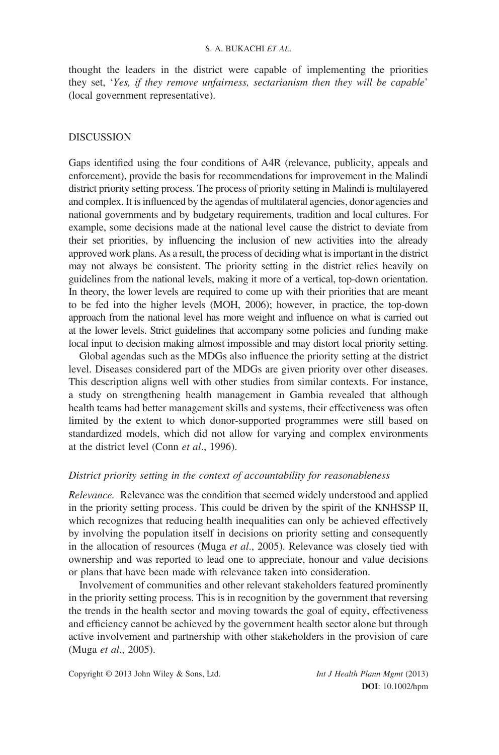thought the leaders in the district were capable of implementing the priorities they set, '*Yes, if they remove unfairness, sectarianism then they will be capable*' (local government representative).

## DISCUSSION

Gaps identified using the four conditions of A4R (relevance, publicity, appeals and enforcement), provide the basis for recommendations for improvement in the Malindi district priority setting process. The process of priority setting in Malindi is multilayered and complex. It is influenced by the agendas of multilateral agencies, donor agencies and national governments and by budgetary requirements, tradition and local cultures. For example, some decisions made at the national level cause the district to deviate from their set priorities, by influencing the inclusion of new activities into the already approved work plans. As a result, the process of deciding what is important in the district may not always be consistent. The priority setting in the district relies heavily on guidelines from the national levels, making it more of a vertical, top-down orientation. In theory, the lower levels are required to come up with their priorities that are meant to be fed into the higher levels (MOH, 2006); however, in practice, the top-down approach from the national level has more weight and influence on what is carried out at the lower levels. Strict guidelines that accompany some policies and funding make local input to decision making almost impossible and may distort local priority setting.

Global agendas such as the MDGs also influence the priority setting at the district level. Diseases considered part of the MDGs are given priority over other diseases. This description aligns well with other studies from similar contexts. For instance, a study on strengthening health management in Gambia revealed that although health teams had better management skills and systems, their effectiveness was often limited by the extent to which donor-supported programmes were still based on standardized models, which did not allow for varying and complex environments at the district level (Conn *et al*., 1996).

### *District priority setting in the context of accountability for reasonableness*

*Relevance.* Relevance was the condition that seemed widely understood and applied in the priority setting process. This could be driven by the spirit of the KNHSSP II, which recognizes that reducing health inequalities can only be achieved effectively by involving the population itself in decisions on priority setting and consequently in the allocation of resources (Muga *et al*., 2005). Relevance was closely tied with ownership and was reported to lead one to appreciate, honour and value decisions or plans that have been made with relevance taken into consideration.

Involvement of communities and other relevant stakeholders featured prominently in the priority setting process. This is in recognition by the government that reversing the trends in the health sector and moving towards the goal of equity, effectiveness and efficiency cannot be achieved by the government health sector alone but through active involvement and partnership with other stakeholders in the provision of care (Muga *et al*., 2005).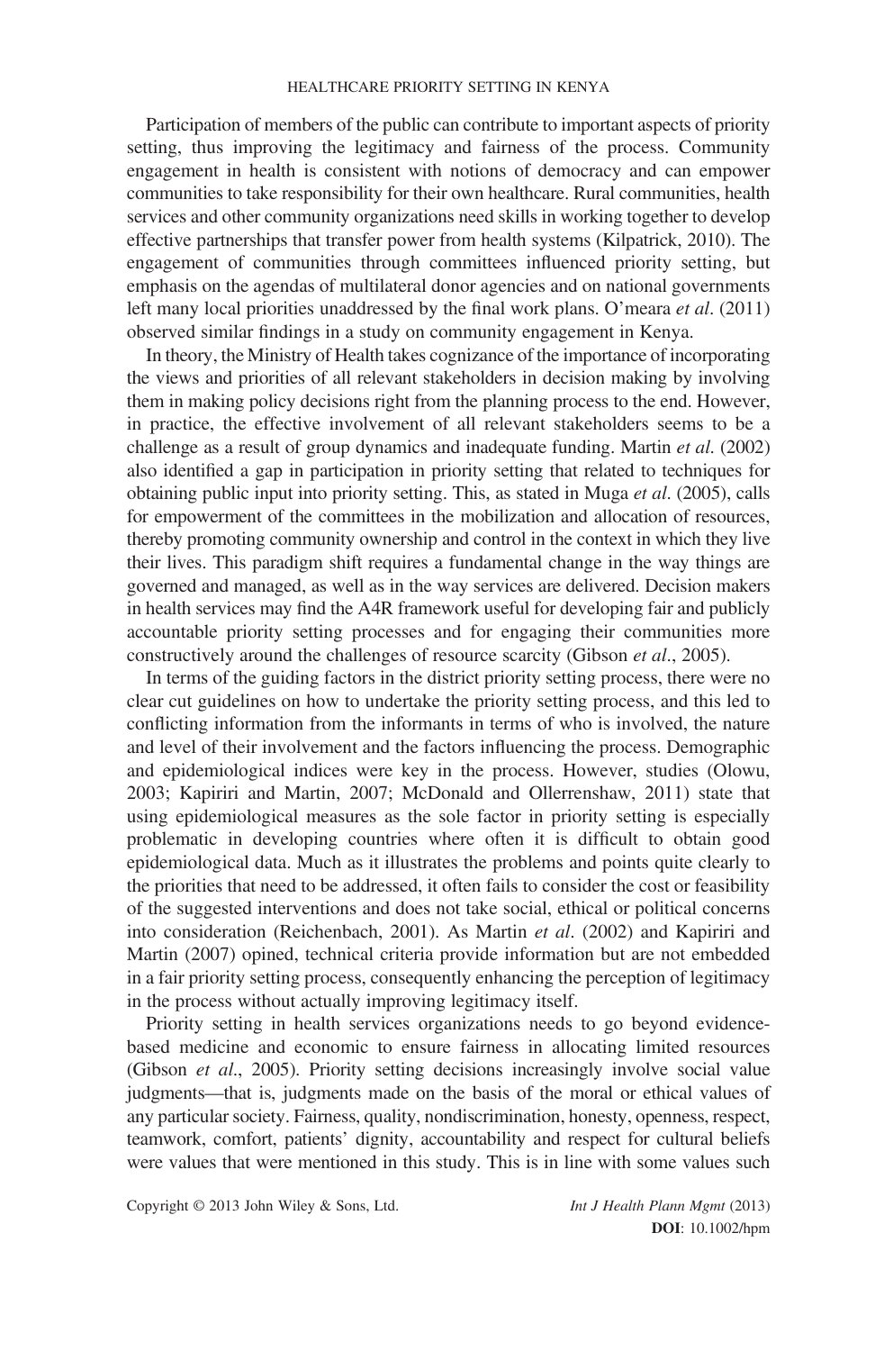Participation of members of the public can contribute to important aspects of priority setting, thus improving the legitimacy and fairness of the process. Community engagement in health is consistent with notions of democracy and can empower communities to take responsibility for their own healthcare. Rural communities, health services and other community organizations need skills in working together to develop effective partnerships that transfer power from health systems (Kilpatrick, 2010). The engagement of communities through committees influenced priority setting, but emphasis on the agendas of multilateral donor agencies and on national governments left many local priorities unaddressed by the final work plans. O'meara *et al.* (2011) observed similar findings in a study on community engagement in Kenya.

In theory, the Ministry of Health takes cognizance of the importance of incorporating the views and priorities of all relevant stakeholders in decision making by involving them in making policy decisions right from the planning process to the end. However, in practice, the effective involvement of all relevant stakeholders seems to be a challenge as a result of group dynamics and inadequate funding. Martin *et al.* (2002) also identified a gap in participation in priority setting that related to techniques for obtaining public input into priority setting. This, as stated in Muga *et al.* (2005), calls for empowerment of the committees in the mobilization and allocation of resources, thereby promoting community ownership and control in the context in which they live their lives. This paradigm shift requires a fundamental change in the way things are governed and managed, as well as in the way services are delivered. Decision makers in health services may find the A4R framework useful for developing fair and publicly accountable priority setting processes and for engaging their communities more constructively around the challenges of resource scarcity (Gibson *et al.*, 2005).

In terms of the guiding factors in the district priority setting process, there were no clear cut guidelines on how to undertake the priority setting process, and this led to conflicting information from the informants in terms of who is involved, the nature and level of their involvement and the factors influencing the process. Demographic and epidemiological indices were key in the process. However, studies (Olowu, 2003; Kapiriri and Martin, 2007; McDonald and Ollerrenshaw, 2011) state that using epidemiological measures as the sole factor in priority setting is especially problematic in developing countries where often it is difficult to obtain good epidemiological data. Much as it illustrates the problems and points quite clearly to the priorities that need to be addressed, it often fails to consider the cost or feasibility of the suggested interventions and does not take social, ethical or political concerns into consideration (Reichenbach, 2001). As Martin *et al.* (2002) and Kapiriri and Martin (2007) opined, technical criteria provide information but are not embedded in a fair priority setting process, consequently enhancing the perception of legitimacy in the process without actually improving legitimacy itself.

Priority setting in health services organizations needs to go beyond evidence-based medicine and economic to ensure fairness in allocating limited resources (Gibson *et al.*, 2005). Priority setting decisions increasingly involve social value judgments—that is, judgments made on the basis of the moral or ethical values of any particular society. Fairness, quality, nondiscrimination, honesty, openness, respect, teamwork, comfort, patients' dignity, accountability and respect for cultural beliefs were values that were mentioned in this study. This is in line with some values such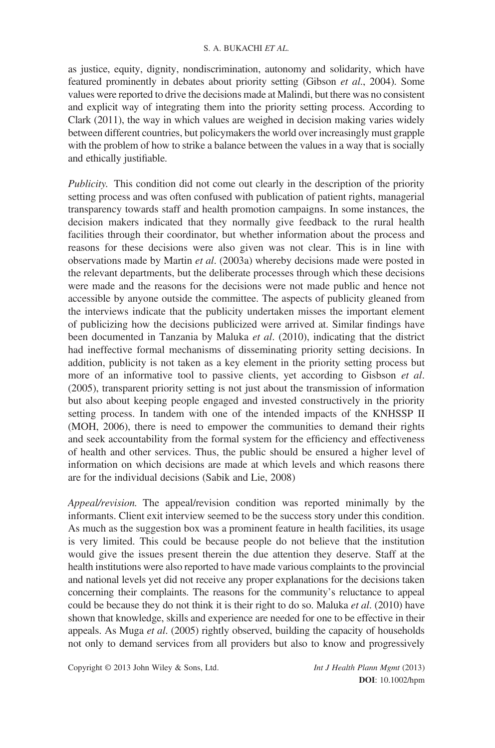as justice, equity, dignity, nondiscrimination, autonomy and solidarity, which have featured prominently in debates about priority setting (Gibson *et al*., 2004). Some values were reported to drive the decisions made at Malindi, but there was no consistent and explicit way of integrating them into the priority setting process. According to Clark (2011), the way in which values are weighed in decision making varies widely between different countries, but policymakers the world over increasingly must grapple with the problem of how to strike a balance between the values in a way that is socially and ethically justifiable.

*Publicity.* This condition did not come out clearly in the description of the priority setting process and was often confused with publication of patient rights, managerial transparency towards staff and health promotion campaigns. In some instances, the decision makers indicated that they normally give feedback to the rural health facilities through their coordinator, but whether information about the process and reasons for these decisions were also given was not clear. This is in line with observations made by Martin *et al*. (2003a) whereby decisions made were posted in the relevant departments, but the deliberate processes through which these decisions were made and the reasons for the decisions were not made public and hence not accessible by anyone outside the committee. The aspects of publicity gleaned from the interviews indicate that the publicity undertaken misses the important element of publicizing how the decisions publicized were arrived at. Similar findings have been documented in Tanzania by Maluka *et al*. (2010), indicating that the district had ineffective formal mechanisms of disseminating priority setting decisions. In addition, publicity is not taken as a key element in the priority setting process but more of an informative tool to passive clients, yet according to Gisbson *et al*. (2005), transparent priority setting is not just about the transmission of information but also about keeping people engaged and invested constructively in the priority setting process. In tandem with one of the intended impacts of the KNHSSP II (MOH, 2006), there is need to empower the communities to demand their rights and seek accountability from the formal system for the efficiency and effectiveness of health and other services. Thus, the public should be ensured a higher level of information on which decisions are made at which levels and which reasons there are for the individual decisions (Sabik and Lie, 2008)

*Appeal/revision.* The appeal/revision condition was reported minimally by the informants. Client exit interview seemed to be the success story under this condition. As much as the suggestion box was a prominent feature in health facilities, its usage is very limited. This could be because people do not believe that the institution would give the issues present therein the due attention they deserve. Staff at the health institutions were also reported to have made various complaints to the provincial and national levels yet did not receive any proper explanations for the decisions taken concerning their complaints. The reasons for the community's reluctance to appeal could be because they do not think it is their right to do so. Maluka *et al*. (2010) have shown that knowledge, skills and experience are needed for one to be effective in their appeals. As Muga *et al*. (2005) rightly observed, building the capacity of households not only to demand services from all providers but also to know and progressively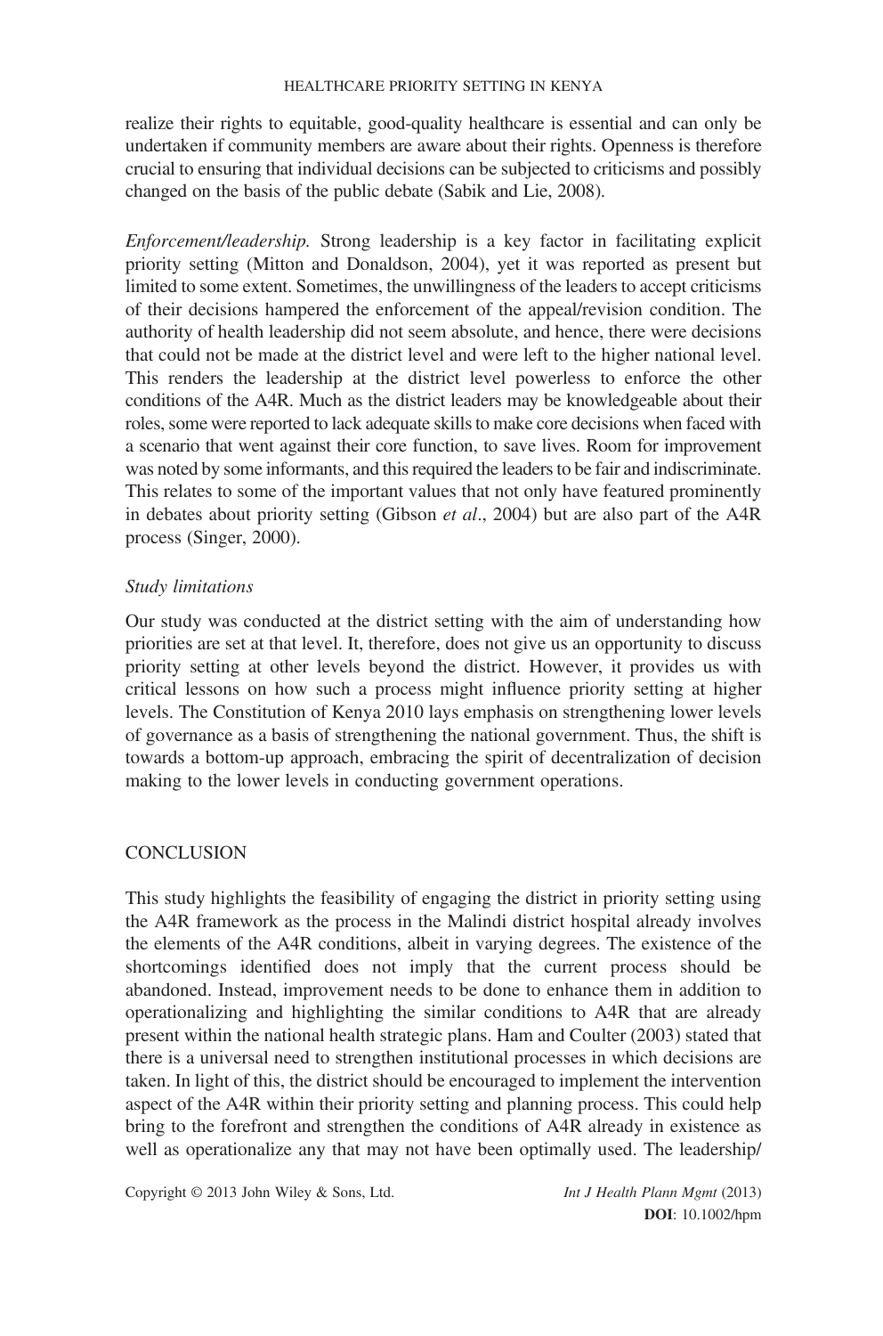realize their rights to equitable, good-quality healthcare is essential and can only be undertaken if community members are aware about their rights. Openness is therefore crucial to ensuring that individual decisions can be subjected to criticisms and possibly changed on the basis of the public debate (Sabik and Lie, 2008).

*Enforcement/leadership.* Strong leadership is a key factor in facilitating explicit priority setting (Mitton and Donaldson, 2004), yet it was reported as present but limited to some extent. Sometimes, the unwillingness of the leaders to accept criticisms of their decisions hampered the enforcement of the appeal/revision condition. The authority of health leadership did not seem absolute, and hence, there were decisions that could not be made at the district level and were left to the higher national level. This renders the leadership at the district level powerless to enforce the other conditions of the A4R. Much as the district leaders may be knowledgeable about their roles, some were reported to lack adequate skills to make core decisions when faced with a scenario that went against their core function, to save lives. Room for improvement was noted by some informants, and this required the leaders to be fair and indiscriminate. This relates to some of the important values that not only have featured prominently in debates about priority setting (Gibson *et al*., 2004) but are also part of the A4R process (Singer, 2000).

### *Study limitations*

Our study was conducted at the district setting with the aim of understanding how priorities are set at that level. It, therefore, does not give us an opportunity to discuss priority setting at other levels beyond the district. However, it provides us with critical lessons on how such a process might influence priority setting at higher levels. The Constitution of Kenya 2010 lays emphasis on strengthening lower levels of governance as a basis of strengthening the national government. Thus, the shift is towards a bottom-up approach, embracing the spirit of decentralization of decision making to the lower levels in conducting government operations.

## CONCLUSION

This study highlights the feasibility of engaging the district in priority setting using the A4R framework as the process in the Malindi district hospital already involves the elements of the A4R conditions, albeit in varying degrees. The existence of the shortcomings identified does not imply that the current process should be abandoned. Instead, improvement needs to be done to enhance them in addition to operationalizing and highlighting the similar conditions to A4R that are already present within the national health strategic plans. Ham and Coulter (2003) stated that there is a universal need to strengthen institutional processes in which decisions are taken. In light of this, the district should be encouraged to implement the intervention aspect of the A4R within their priority setting and planning process. This could help bring to the forefront and strengthen the conditions of A4R already in existence as well as operationalize any that may not have been optimally used. The leadership/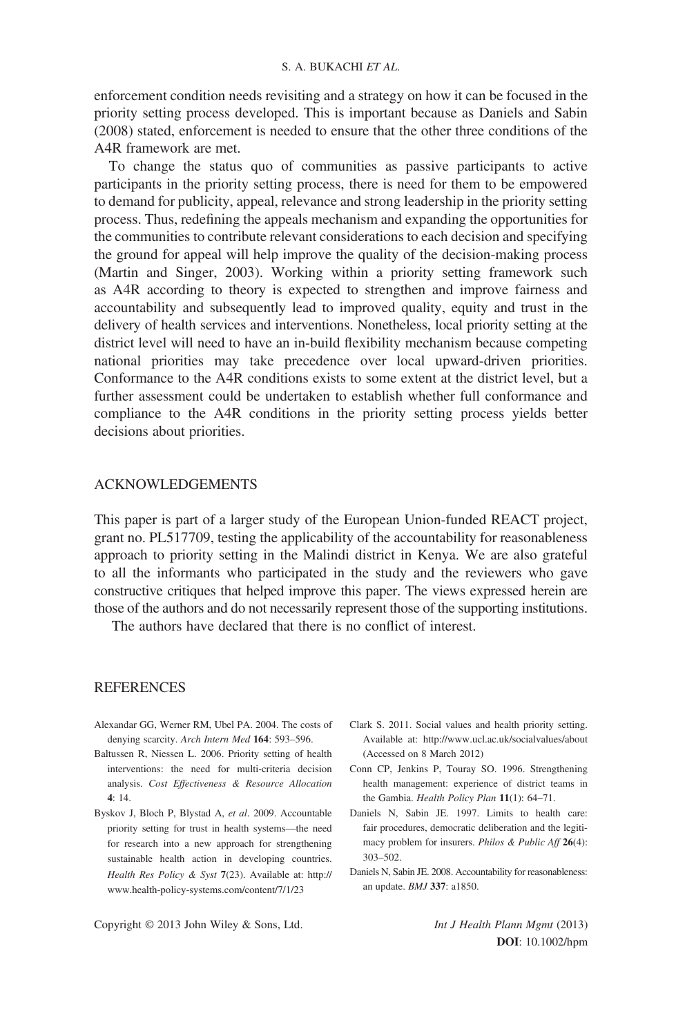enforcement condition needs revisiting and a strategy on how it can be focused in the priority setting process developed. This is important because as Daniels and Sabin (2008) stated, enforcement is needed to ensure that the other three conditions of the A4R framework are met.

To change the status quo of communities as passive participants to active participants in the priority setting process, there is need for them to be empowered to demand for publicity, appeal, relevance and strong leadership in the priority setting process. Thus, redefining the appeals mechanism and expanding the opportunities for the communities to contribute relevant considerations to each decision and specifying the ground for appeal will help improve the quality of the decision-making process (Martin and Singer, 2003). Working within a priority setting framework such as A4R according to theory is expected to strengthen and improve fairness and accountability and subsequently lead to improved quality, equity and trust in the delivery of health services and interventions. Nonetheless, local priority setting at the district level will need to have an in-build flexibility mechanism because competing national priorities may take precedence over local upward-driven priorities. Conformance to the A4R conditions exists to some extent at the district level, but a further assessment could be undertaken to establish whether full conformance and compliance to the A4R conditions in the priority setting process yields better decisions about priorities.

## ACKNOWLEDGEMENTS

This paper is part of a larger study of the European Union-funded REACT project, grant no. PL517709, testing the applicability of the accountability for reasonableness approach to priority setting in the Malindi district in Kenya. We are also grateful to all the informants who participated in the study and the reviewers who gave constructive critiques that helped improve this paper. The views expressed herein are those of the authors and do not necessarily represent those of the supporting institutions.

The authors have declared that there is no conflict of interest.

## REFERENCES

Alexandar GG, Werner RM, Ubel PA. 2004. The costs of denying scarcity. *Arch Intern Med* **164**: 593–596.

Baltussen R, Niessen L. 2006. Priority setting of health interventions: the need for multi-criteria decision analysis. *Cost Effectiveness & Resource Allocation* **4**: 14.

Byskov J, Bloch P, Blystad A, *et al*. 2009. Accountable priority setting for trust in health systems—the need for research into a new approach for strengthening sustainable health action in developing countries. *Health Res Policy & Syst* **7**(23). Available at: http://www.health-policy-systems.com/content/7/1/23

Clark S. 2011. Social values and health priority setting. Available at: http://www.ucl.ac.uk/socialvalues/about (Accessed on 8 March 2012)

Conn CP, Jenkins P, Touray SO. 1996. Strengthening health management: experience of district teams in the Gambia. *Health Policy Plan* **11**(1): 64–71.

Daniels N, Sabin JE. 1997. Limits to health care: fair procedures, democratic deliberation and the legitimacy problem for insurers. *Philos & Public Aff* **26**(4): 303–502.

Daniels N, Sabin JE. 2008. Accountability for reasonableness: an update. *BMJ* **337**: a1850.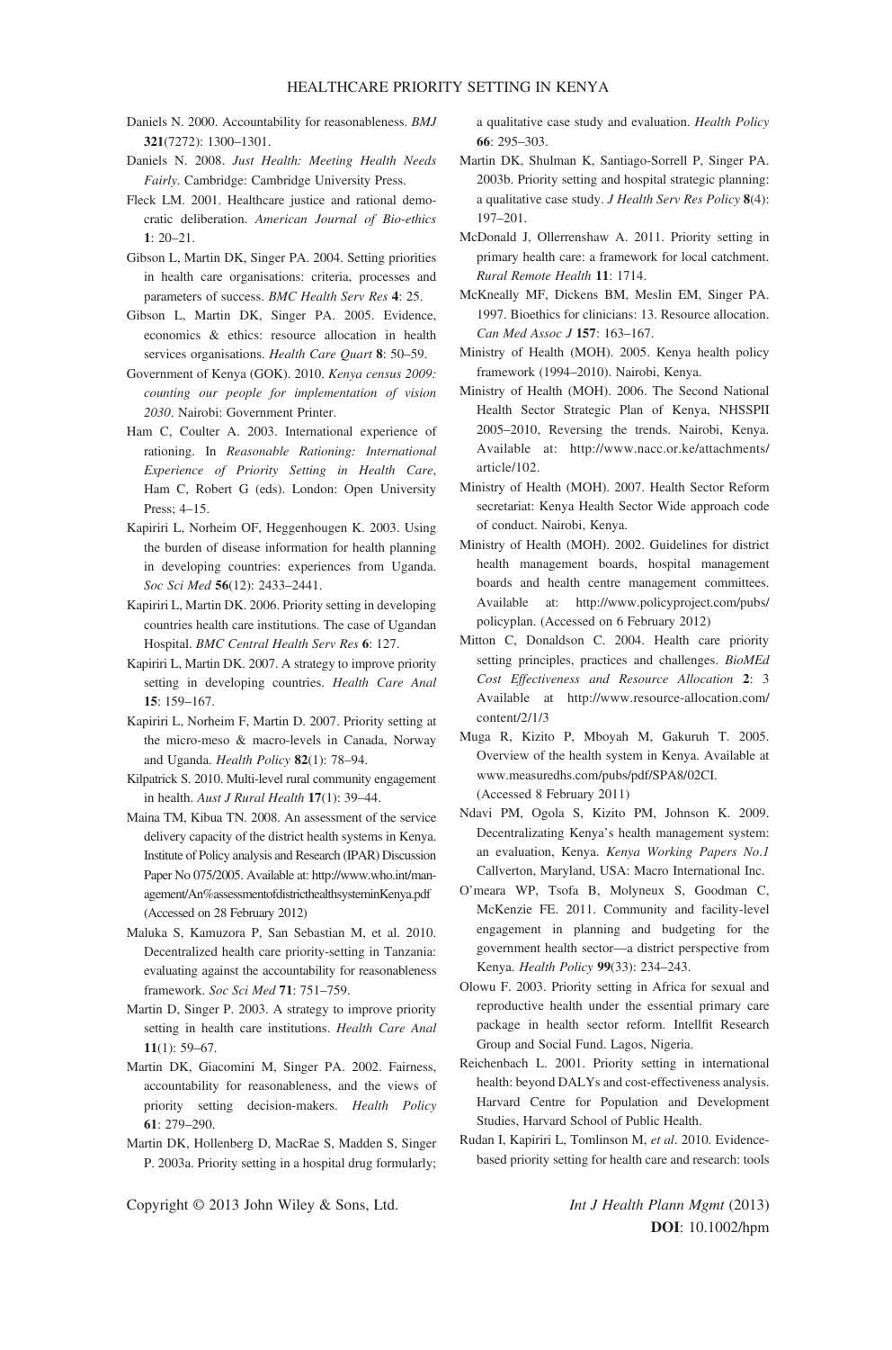Daniels N. 2000. Accountability for reasonableness. *BMJ* **321**(7272): 1300–1301.

Daniels N. 2008. *Just Health: Meeting Health Needs Fairly*. Cambridge: Cambridge University Press.

Fleck LM. 2001. Healthcare justice and rational democratic deliberation. *American Journal of Bio-ethics* **1**: 20–21.

Gibson L, Martin DK, Singer PA. 2004. Setting priorities in health care organisations: criteria, processes and parameters of success. *BMC Health Serv Res* **4**: 25.

Gibson L, Martin DK, Singer PA. 2005. Evidence, economics & ethics: resource allocation in health services organisations. *Health Care Quart* **8**: 50–59.

Government of Kenya (GOK). 2010. *Kenya census 2009: counting our people for implementation of vision 2030*. Nairobi: Government Printer.

Ham C, Coulter A. 2003. International experience of rationing. In *Reasonable Rationing: International Experience of Priority Setting in Health Care*, Ham C, Robert G (eds). London: Open University Press; 4–15.

Kapiriri L, Norheim OF, Heggenhougen K. 2003. Using the burden of disease information for health planning in developing countries: experiences from Uganda. *Soc Sci Med* **56**(12): 2433–2441.

Kapiriri L, Martin DK. 2006. Priority setting in developing countries health care institutions. The case of Ugandan Hospital. *BMC Central Health Serv Res* **6**: 127.

Kapiriri L, Martin DK. 2007. A strategy to improve priority setting in developing countries. *Health Care Anal* **15**: 159–167.

Kapiriri L, Norheim F, Martin D. 2007. Priority setting at the micro-meso & macro-levels in Canada, Norway and Uganda. *Health Policy* **82**(1): 78–94.

Kilpatrick S. 2010. Multi-level rural community engagement in health. *Aust J Rural Health* **17**(1): 39–44.

Maina TM, Kibua TN. 2008. An assessment of the service delivery capacity of the district health systems in Kenya. Institute of Policy analysis and Research (IPAR) Discussion Paper No 075/2005. Available at: http://www.who.int/management/An%assessmentofdistricthealthsysteminKenya.pdf (Accessed on 28 February 2012)

Maluka S, Kamuzora P, San Sebastian M, et al. 2010. Decentralized health care priority-setting in Tanzania: evaluating against the accountability for reasonableness framework. *Soc Sci Med* **71**: 751–759.

Martin D, Singer P. 2003. A strategy to improve priority setting in health care institutions. *Health Care Anal* **11**(1): 59–67.

Martin DK, Giacomini M, Singer PA. 2002. Fairness, accountability for reasonableness, and the views of priority setting decision-makers. *Health Policy* **61**: 279–290.

Martin DK, Hollenberg D, MacRae S, Madden S, Singer P. 2003a. Priority setting in a hospital drug formulary; a qualitative case study and evaluation. *Health Policy* **66**: 295–303.

Martin DK, Shulman K, Santiago-Sorrell P, Singer PA. 2003b. Priority setting and hospital strategic planning: a qualitative case study. *J Health Serv Res Policy* **8**(4): 197–201.

McDonald J, Ollerrenshaw A. 2011. Priority setting in primary health care: a framework for local catchment. *Rural Remote Health* **11**: 1714.

McKneally MF, Dickens BM, Meslin EM, Singer PA. 1997. Bioethics for clinicians: 13. Resource allocation. *Can Med Assoc J* **157**: 163–167.

Ministry of Health (MOH). 2005. Kenya health policy framework (1994–2010). Nairobi, Kenya.

Ministry of Health (MOH). 2006. The Second National Health Sector Strategic Plan of Kenya, NHSSPII 2005–2010, Reversing the trends. Nairobi, Kenya. Available at: http://www.nacc.or.ke/attachments/article/102.

Ministry of Health (MOH). 2007. Health Sector Reform secretariat: Kenya Health Sector Wide approach code of conduct. Nairobi, Kenya.

Ministry of Health (MOH). 2002. Guidelines for district health management boards, hospital management boards and health centre management committees. Available at: http://www.policyproject.com/pubs/policyplan. (Accessed on 6 February 2012)

Mitton C, Donaldson C. 2004. Health care priority setting principles, practices and challenges. *BioMEd Cost Effectiveness and Resource Allocation* **2**: 3 Available at http://www.resource-allocation.com/content/2/1/3

Muga R, Kizito P, Mboyah M, Gakuruh T. 2005. Overview of the health system in Kenya. Available at www.measuredhs.com/pubs/pdf/SPA8/02CI. (Accessed 8 February 2011)

Ndavi PM, Ogola S, Kizito PM, Johnson K. 2009. Decentralizating Kenya's health management system: an evaluation, Kenya. *Kenya Working Papers No.1* Callverton, Maryland, USA: Macro International Inc.

O'meara WP, Tsofa B, Molyneux S, Goodman C, McKenzie FE. 2011. Community and facility-level engagement in planning and budgeting for the government health sector—a district perspective from Kenya. *Health Policy* **99**(33): 234–243.

Olowu F. 2003. Priority setting in Africa for sexual and reproductive health under the essential primary care package in health sector reform. Intellfit Research Group and Social Fund. Lagos, Nigeria.

Reichenbach L. 2001. Priority setting in international health: beyond DALYs and cost-effectiveness analysis. Harvard Centre for Population and Development Studies, Harvard School of Public Health.

Rudan I, Kapiriri L, Tomlinson M, *et al*. 2010. Evidence-based priority setting for health care and research: tools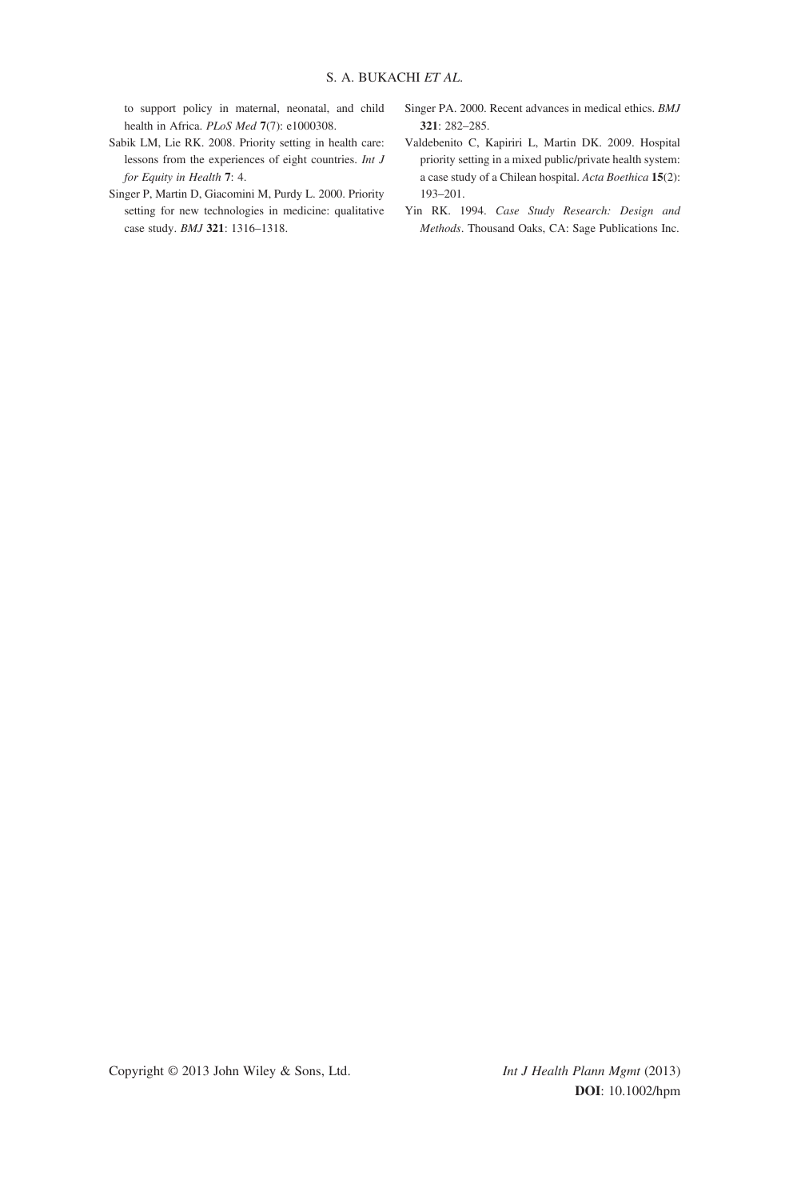to support policy in maternal, neonatal, and child health in Africa. *PLoS Med* **7**(7): e1000308.

Sabik LM, Lie RK. 2008. Priority setting in health care: lessons from the experiences of eight countries. *Int J for Equity in Health* **7**: 4.

Singer P, Martin D, Giacomini M, Purdy L. 2000. Priority setting for new technologies in medicine: qualitative case study. *BMJ* **321**: 1316–1318.

Singer PA. 2000. Recent advances in medical ethics. *BMJ* **321**: 282–285.

Valdebenito C, Kapiriri L, Martin DK. 2009. Hospital priority setting in a mixed public/private health system: a case study of a Chilean hospital. *Acta Boethica* **15**(2): 193–201.

Yin RK. 1994. *Case Study Research: Design and Methods*. Thousand Oaks, CA: Sage Publications Inc.